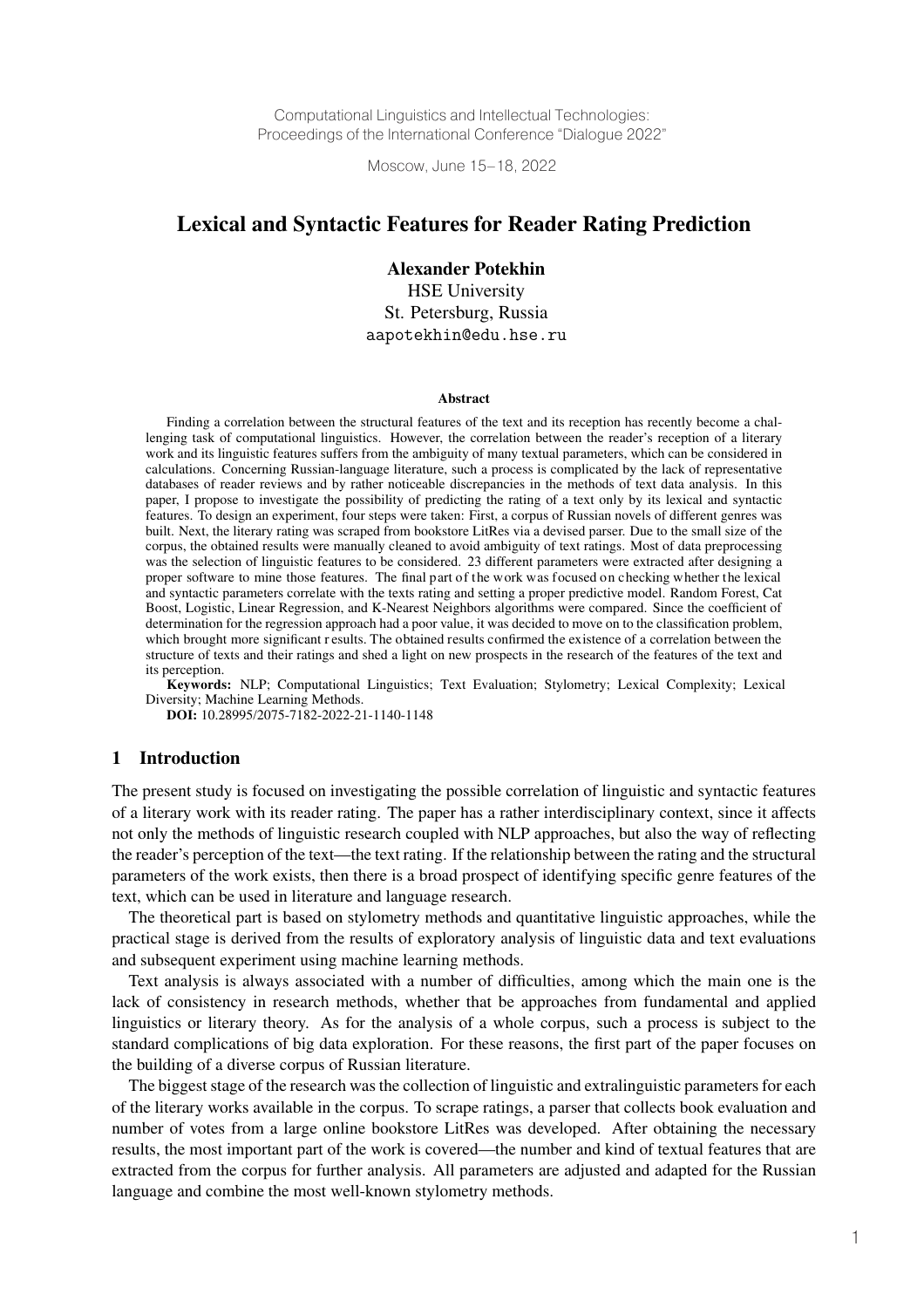Computational Linguistics and Intellectual Technologies:
Proceedings of the International Conference "Dialogue 2022"

Moscow, June 15–18, 2022

# Lexical and Syntactic Features for Reader Rating Prediction

**Alexander Potekhin**
HSE University
St. Petersburg, Russia
aapotekhin@edu.hse.ru

### Abstract

Finding a correlation between the structural features of the text and its reception has recently become a challenging task of computational linguistics. However, the correlation between the reader's reception of a literary work and its linguistic features suffers from the ambiguity of many textual parameters, which can be considered in calculations. Concerning Russian-language literature, such a process is complicated by the lack of representative databases of reader reviews and by rather noticeable discrepancies in the methods of text data analysis. In this paper, I propose to investigate the possibility of predicting the rating of a text only by its lexical and syntactic features. To design an experiment, four steps were taken: First, a corpus of Russian novels of different genres was built. Next, the literary rating was scraped from bookstore LitRes via a devised parser. Due to the small size of the corpus, the obtained results were manually cleaned to avoid ambiguity of text ratings. Most of data preprocessing was the selection of linguistic features to be considered. 23 different parameters were extracted after designing a proper software to mine those features. The final part of the work was focused on checking whether the lexical and syntactic parameters correlate with the texts rating and setting a proper predictive model. Random Forest, Cat Boost, Logistic, Linear Regression, and K-Nearest Neighbors algorithms were compared. Since the coefficient of determination for the regression approach had a poor value, it was decided to move on to the classification problem, which brought more significant results. The obtained results confirmed the existence of a correlation between the structure of texts and their ratings and shed a light on new prospects in the research of the features of the text and its perception.

**Keywords:** NLP; Computational Linguistics; Text Evaluation; Stylometry; Lexical Complexity; Lexical Diversity; Machine Learning Methods.

**DOI:** 10.28995/2075-7182-2022-21-1140-1148

## 1 Introduction

The present study is focused on investigating the possible correlation of linguistic and syntactic features of a literary work with its reader rating. The paper has a rather interdisciplinary context, since it affects not only the methods of linguistic research coupled with NLP approaches, but also the way of reflecting the reader's perception of the text—the text rating. If the relationship between the rating and the structural parameters of the work exists, then there is a broad prospect of identifying specific genre features of the text, which can be used in literature and language research.

The theoretical part is based on stylometry methods and quantitative linguistic approaches, while the practical stage is derived from the results of exploratory analysis of linguistic data and text evaluations and subsequent experiment using machine learning methods.

Text analysis is always associated with a number of difficulties, among which the main one is the lack of consistency in research methods, whether that be approaches from fundamental and applied linguistics or literary theory. As for the analysis of a whole corpus, such a process is subject to the standard complications of big data exploration. For these reasons, the first part of the paper focuses on the building of a diverse corpus of Russian literature.

The biggest stage of the research was the collection of linguistic and extralinguistic parameters for each of the literary works available in the corpus. To scrape ratings, a parser that collects book evaluation and number of votes from a large online bookstore LitRes was developed. After obtaining the necessary results, the most important part of the work is covered—the number and kind of textual features that are extracted from the corpus for further analysis. All parameters are adjusted and adapted for the Russian language and combine the most well-known stylometry methods.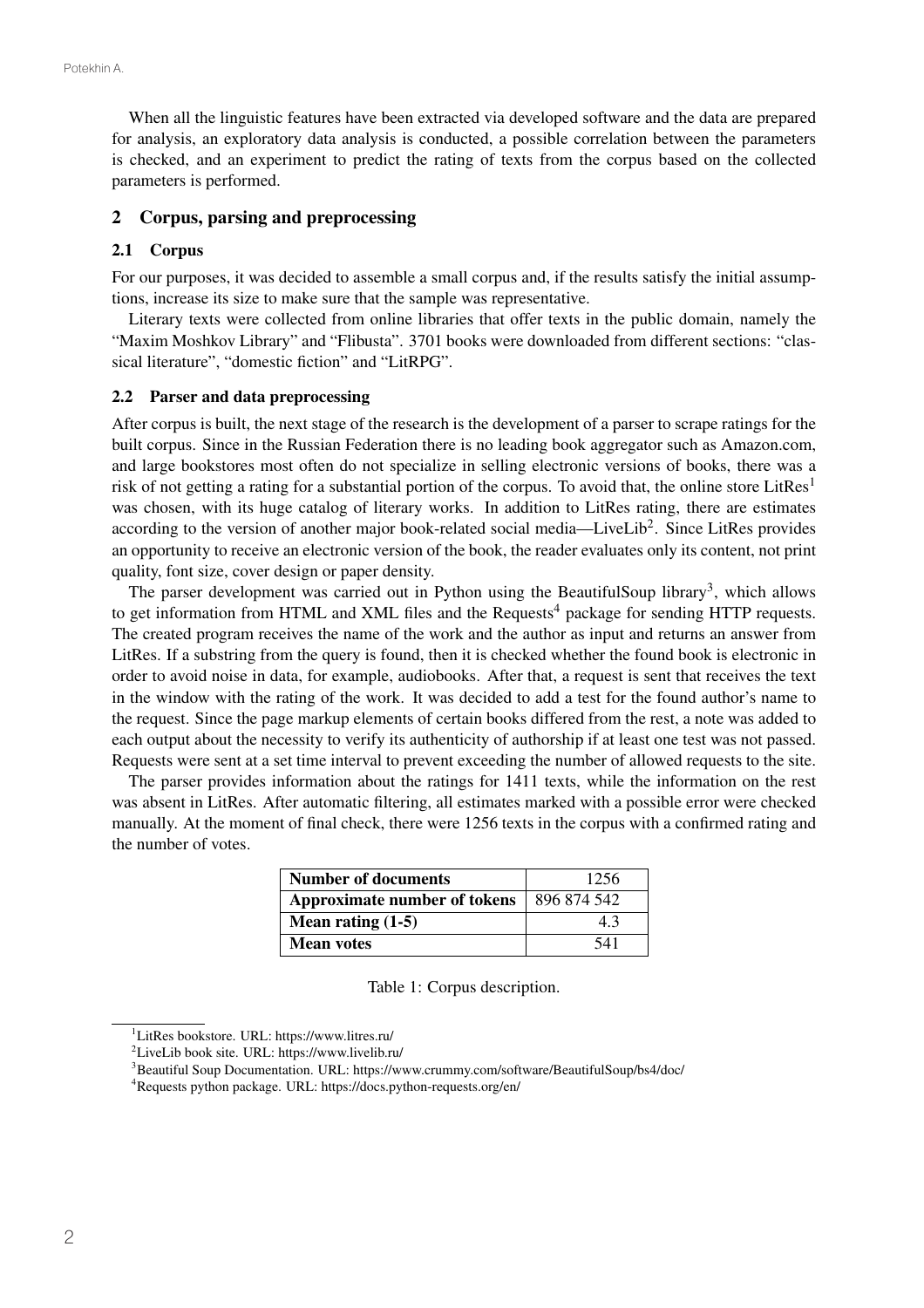When all the linguistic features have been extracted via developed software and the data are prepared for analysis, an exploratory data analysis is conducted, a possible correlation between the parameters is checked, and an experiment to predict the rating of texts from the corpus based on the collected parameters is performed.

## 2 Corpus, parsing and preprocessing

### 2.1 Corpus

For our purposes, it was decided to assemble a small corpus and, if the results satisfy the initial assumptions, increase its size to make sure that the sample was representative.

Literary texts were collected from online libraries that offer texts in the public domain, namely the "Maxim Moshkov Library" and "Flibusta". 3701 books were downloaded from different sections: "classical literature", "domestic fiction" and "LitRPG".

### 2.2 Parser and data preprocessing

After corpus is built, the next stage of the research is the development of a parser to scrape ratings for the built corpus. Since in the Russian Federation there is no leading book aggregator such as Amazon.com, and large bookstores most often do not specialize in selling electronic versions of books, there was a risk of not getting a rating for a substantial portion of the corpus. To avoid that, the online store LitRes[1] was chosen, with its huge catalog of literary works. In addition to LitRes rating, there are estimates according to the version of another major book-related social media—LiveLib[2]. Since LitRes provides an opportunity to receive an electronic version of the book, the reader evaluates only its content, not print quality, font size, cover design or paper density.

The parser development was carried out in Python using the BeautifulSoup library[3], which allows to get information from HTML and XML files and the Requests[4] package for sending HTTP requests. The created program receives the name of the work and the author as input and returns an answer from LitRes. If a substring from the query is found, then it is checked whether the found book is electronic in order to avoid noise in data, for example, audiobooks. After that, a request is sent that receives the text in the window with the rating of the work. It was decided to add a test for the found author's name to the request. Since the page markup elements of certain books differed from the rest, a note was added to each output about the necessity to verify its authenticity of authorship if at least one test was not passed. Requests were sent at a set time interval to prevent exceeding the number of allowed requests to the site.

The parser provides information about the ratings for 1411 texts, while the information on the rest was absent in LitRes. After automatic filtering, all estimates marked with a possible error were checked manually. At the moment of final check, there were 1256 texts in the corpus with a confirmed rating and the number of votes.

| **Number of documents** | 1256 |
|---|---|
| **Approximate number of tokens** | 896 874 542 |
| **Mean rating (1-5)** | 4.3 |
| **Mean votes** | 541 |

Table 1: Corpus description.

[1] LitRes bookstore. URL: https://www.litres.ru/

[2] LiveLib book site. URL: https://www.livelib.ru/

[3] Beautiful Soup Documentation. URL: https://www.crummy.com/software/BeautifulSoup/bs4/doc/

[4] Requests python package. URL: https://docs.python-requests.org/en/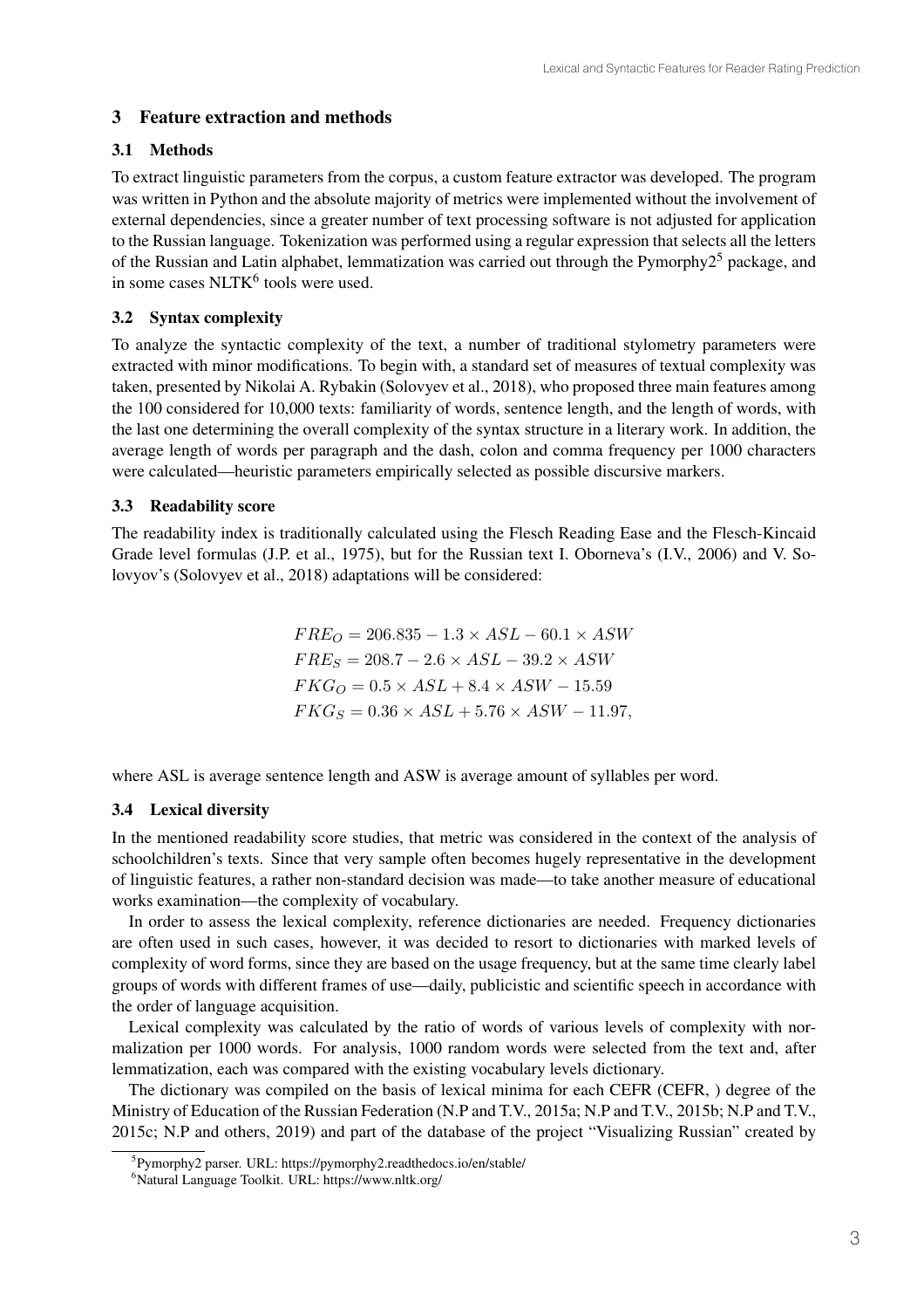## 3 Feature extraction and methods

### 3.1 Methods

To extract linguistic parameters from the corpus, a custom feature extractor was developed. The program was written in Python and the absolute majority of metrics were implemented without the involvement of external dependencies, since a greater number of text processing software is not adjusted for application to the Russian language. Tokenization was performed using a regular expression that selects all the letters of the Russian and Latin alphabet, lemmatization was carried out through the Pymorphy2[5] package, and in some cases NLTK[6] tools were used.

### 3.2 Syntax complexity

To analyze the syntactic complexity of the text, a number of traditional stylometry parameters were extracted with minor modifications. To begin with, a standard set of measures of textual complexity was taken, presented by Nikolai A. Rybakin (Solovyev et al., 2018), who proposed three main features among the 100 considered for 10,000 texts: familiarity of words, sentence length, and the length of words, with the last one determining the overall complexity of the syntax structure in a literary work. In addition, the average length of words per paragraph and the dash, colon and comma frequency per 1000 characters were calculated—heuristic parameters empirically selected as possible discursive markers.

### 3.3 Readability score

The readability index is traditionally calculated using the Flesch Reading Ease and the Flesch-Kincaid Grade level formulas (J.P. et al., 1975), but for the Russian text I. Oborneva's (I.V., 2006) and V. Solovyov's (Solovyev et al., 2018) adaptations will be considered:

$$
\begin{aligned}
FRE_O &= 206.835 - 1.3 \times ASL - 60.1 \times ASW \\
FRE_S &= 208.7 - 2.6 \times ASL - 39.2 \times ASW \\
FKG_O &= 0.5 \times ASL + 8.4 \times ASW - 15.59 \\
FKG_S &= 0.36 \times ASL + 5.76 \times ASW - 11.97,
\end{aligned}
$$

where ASL is average sentence length and ASW is average amount of syllables per word.

### 3.4 Lexical diversity

In the mentioned readability score studies, that metric was considered in the context of the analysis of schoolchildren's texts. Since that very sample often becomes hugely representative in the development of linguistic features, a rather non-standard decision was made—to take another measure of educational works examination—the complexity of vocabulary.

In order to assess the lexical complexity, reference dictionaries are needed. Frequency dictionaries are often used in such cases, however, it was decided to resort to dictionaries with marked levels of complexity of word forms, since they are based on the usage frequency, but at the same time clearly label groups of words with different frames of use—daily, publicistic and scientific speech in accordance with the order of language acquisition.

Lexical complexity was calculated by the ratio of words of various levels of complexity with normalization per 1000 words. For analysis, 1000 random words were selected from the text and, after lemmatization, each was compared with the existing vocabulary levels dictionary.

The dictionary was compiled on the basis of lexical minima for each CEFR (CEFR, ) degree of the Ministry of Education of the Russian Federation (N.P and T.V., 2015a; N.P and T.V., 2015b; N.P and T.V., 2015c; N.P and others, 2019) and part of the database of the project "Visualizing Russian" created by

[5] Pymorphy2 parser. URL: https://pymorphy2.readthedocs.io/en/stable/

[6] Natural Language Toolkit. URL: https://www.nltk.org/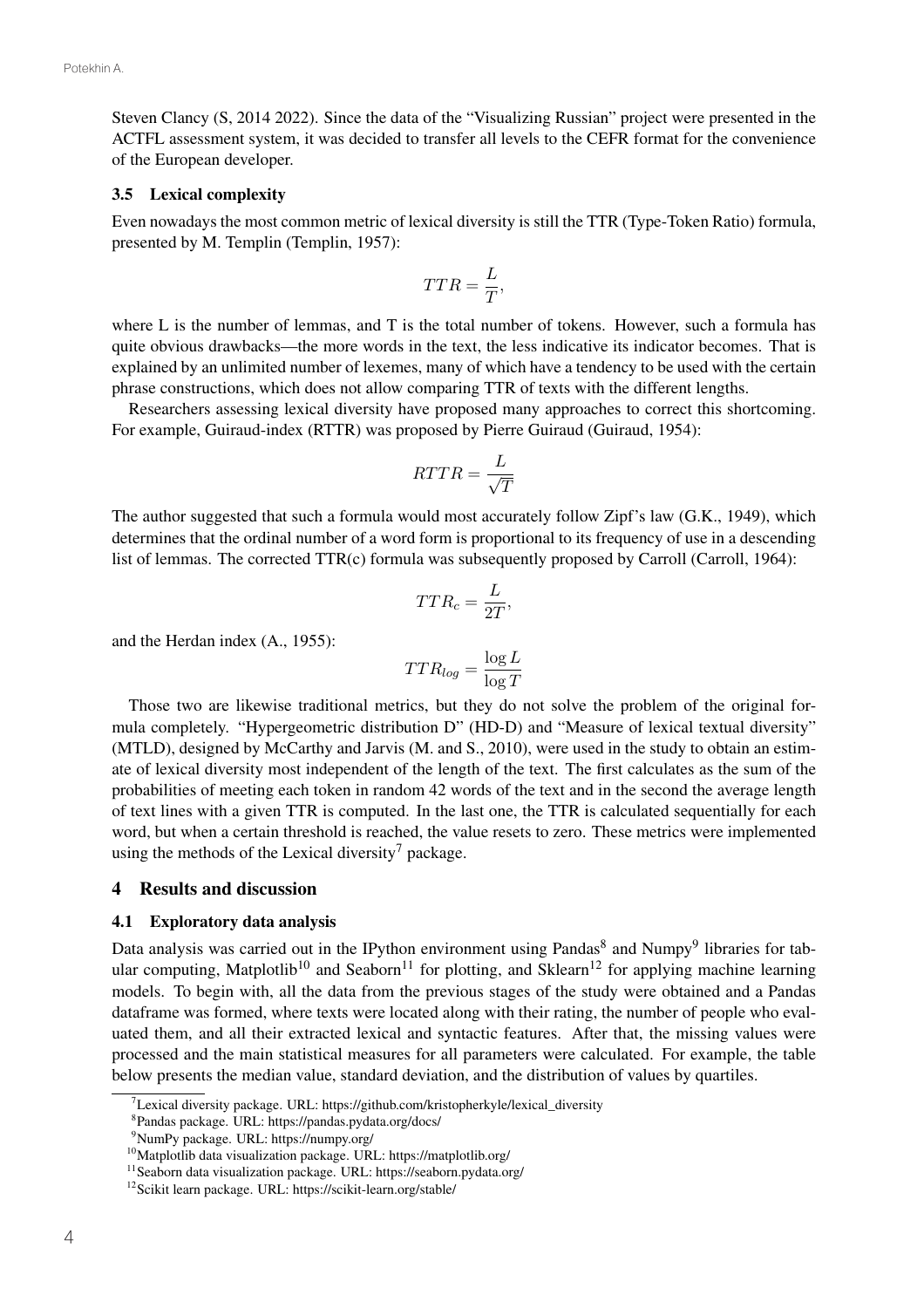Steven Clancy (S, 2014 2022). Since the data of the "Visualizing Russian" project were presented in the ACTFL assessment system, it was decided to transfer all levels to the CEFR format for the convenience of the European developer.

### 3.5 Lexical complexity

Even nowadays the most common metric of lexical diversity is still the TTR (Type-Token Ratio) formula, presented by M. Templin (Templin, 1957):

$$TTR = \frac{L}{T},$$

where L is the number of lemmas, and T is the total number of tokens. However, such a formula has quite obvious drawbacks—the more words in the text, the less indicative its indicator becomes. That is explained by an unlimited number of lexemes, many of which have a tendency to be used with the certain phrase constructions, which does not allow comparing TTR of texts with the different lengths.

Researchers assessing lexical diversity have proposed many approaches to correct this shortcoming. For example, Guiraud-index (RTTR) was proposed by Pierre Guiraud (Guiraud, 1954):

$$RTTR = \frac{L}{\sqrt{T}}$$

The author suggested that such a formula would most accurately follow Zipf's law (G.K., 1949), which determines that the ordinal number of a word form is proportional to its frequency of use in a descending list of lemmas. The corrected TTR(c) formula was subsequently proposed by Carroll (Carroll, 1964):

$$TTR_c = \frac{L}{2T},$$

and the Herdan index (A., 1955):

$$TTR_{log} = \frac{\log L}{\log T}$$

Those two are likewise traditional metrics, but they do not solve the problem of the original formula completely. "Hypergeometric distribution D" (HD-D) and "Measure of lexical textual diversity" (MTLD), designed by McCarthy and Jarvis (M. and S., 2010), were used in the study to obtain an estimate of lexical diversity most independent of the length of the text. The first calculates as the sum of the probabilities of meeting each token in random 42 words of the text and in the second the average length of text lines with a given TTR is computed. In the last one, the TTR is calculated sequentially for each word, but when a certain threshold is reached, the value resets to zero. These metrics were implemented using the methods of the Lexical diversity[7] package.

## 4 Results and discussion

### 4.1 Exploratory data analysis

Data analysis was carried out in the IPython environment using Pandas[8] and Numpy[9] libraries for tabular computing, Matplotlib[10] and Seaborn[11] for plotting, and Sklearn[12] for applying machine learning models. To begin with, all the data from the previous stages of the study were obtained and a Pandas dataframe was formed, where texts were located along with their rating, the number of people who evaluated them, and all their extracted lexical and syntactic features. After that, the missing values were processed and the main statistical measures for all parameters were calculated. For example, the table below presents the median value, standard deviation, and the distribution of values by quartiles.

[7] Lexical diversity package. URL: https://github.com/kristopherkyle/lexical_diversity

[8] Pandas package. URL: https://pandas.pydata.org/docs/

[9] NumPy package. URL: https://numpy.org/

[10] Matplotlib data visualization package. URL: https://matplotlib.org/

[11] Seaborn data visualization package. URL: https://seaborn.pydata.org/

[12] Scikit learn package. URL: https://scikit-learn.org/stable/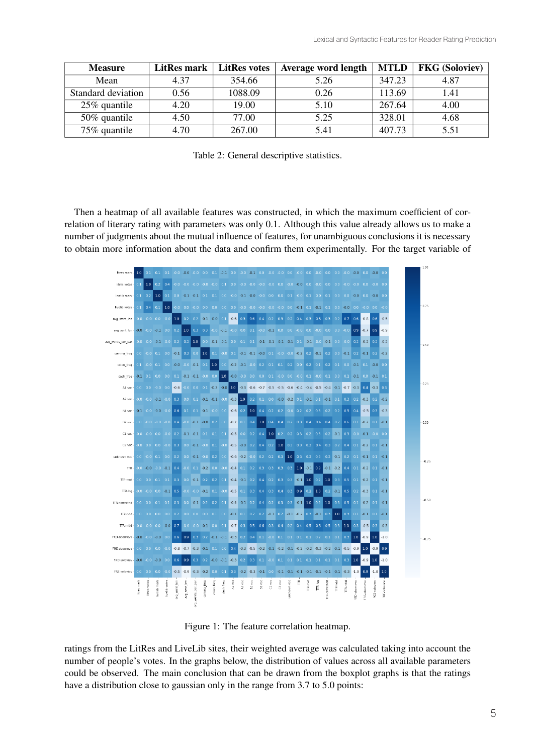| Measure | LitRes mark | LitRes votes | Average word length | MTLD | FKG (Soloviev) |
|---|---|---|---|---|---|
| Mean | 4.37 | 354.66 | 5.26 | 347.23 | 4.87 |
| Standard deviation | 0.56 | 1088.09 | 0.26 | 113.69 | 1.41 |
| 25% quantile | 4.20 | 19.00 | 5.10 | 267.64 | 4.00 |
| 50% quantile | 4.50 | 77.00 | 5.25 | 328.01 | 4.68 |
| 75% quantile | 4.70 | 267.00 | 5.41 | 407.73 | 5.51 |

Table 2: General descriptive statistics.

Then a heatmap of all available features was constructed, in which the maximum coefficient of correlation of literary rating with parameters was only 0.1. Although this value already allows us to make a number of judgments about the mutual influence of features, for unambiguous conclusions it is necessary to obtain more information about the data and confirm them experimentally. For the target variable of ratings from the LitRes and LiveLib sites, their weighted average was calculated taking into account the number of people's votes. In the graphs below, the distribution of values across all available parameters could be observed. The main conclusion that can be drawn from the boxplot graphs is that the ratings have a distribution close to gaussian only in the range from 3.7 to 5.0 points:

Figure 1: The feature correlation heatmap.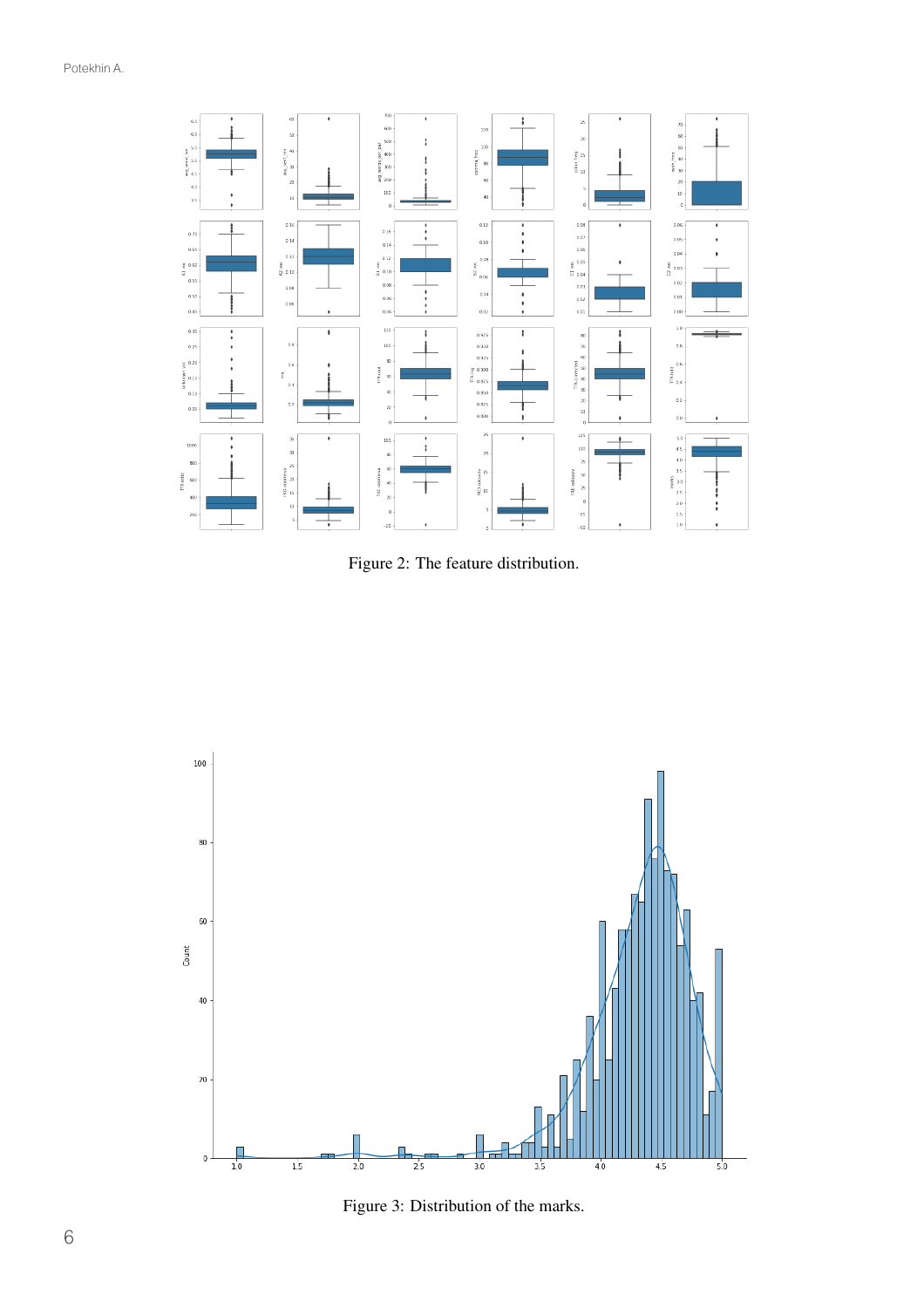Figure 2: The feature distribution.

Figure 3: Distribution of the marks.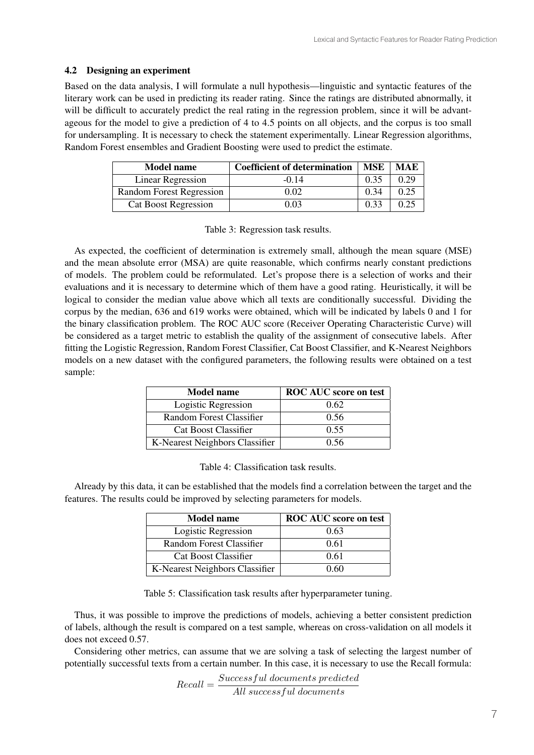### 4.2 Designing an experiment

Based on the data analysis, I will formulate a null hypothesis—linguistic and syntactic features of the literary work can be used in predicting its reader rating. Since the ratings are distributed abnormally, it will be difficult to accurately predict the real rating in the regression problem, since it will be advantageous for the model to give a prediction of 4 to 4.5 points on all objects, and the corpus is too small for undersampling. It is necessary to check the statement experimentally. Linear Regression algorithms, Random Forest ensembles and Gradient Boosting were used to predict the estimate.

| Model name | Coefficient of determination | MSE | MAE |
|---|---|---|---|
| Linear Regression | -0.14 | 0.35 | 0.29 |
| Random Forest Regression | 0.02 | 0.34 | 0.25 |
| Cat Boost Regression | 0.03 | 0.33 | 0.25 |

Table 3: Regression task results.

As expected, the coefficient of determination is extremely small, although the mean square (MSE) and the mean absolute error (MSA) are quite reasonable, which confirms nearly constant predictions of models. The problem could be reformulated. Let's propose there is a selection of works and their evaluations and it is necessary to determine which of them have a good rating. Heuristically, it will be logical to consider the median value above which all texts are conditionally successful. Dividing the corpus by the median, 636 and 619 works were obtained, which will be indicated by labels 0 and 1 for the binary classification problem. The ROC AUC score (Receiver Operating Characteristic Curve) will be considered as a target metric to establish the quality of the assignment of consecutive labels. After fitting the Logistic Regression, Random Forest Classifier, Cat Boost Classifier, and K-Nearest Neighbors models on a new dataset with the configured parameters, the following results were obtained on a test sample:

| Model name | ROC AUC score on test |
|---|---|
| Logistic Regression | 0.62 |
| Random Forest Classifier | 0.56 |
| Cat Boost Classifier | 0.55 |
| K-Nearest Neighbors Classifier | 0.56 |

Table 4: Classification task results.

Already by this data, it can be established that the models find a correlation between the target and the features. The results could be improved by selecting parameters for models.

| Model name | ROC AUC score on test |
|---|---|
| Logistic Regression | 0.63 |
| Random Forest Classifier | 0.61 |
| Cat Boost Classifier | 0.61 |
| K-Nearest Neighbors Classifier | 0.60 |

Table 5: Classification task results after hyperparameter tuning.

Thus, it was possible to improve the predictions of models, achieving a better consistent prediction of labels, although the result is compared on a test sample, whereas on cross-validation on all models it does not exceed 0.57.

Considering other metrics, can assume that we are solving a task of selecting the largest number of potentially successful texts from a certain number. In this case, it is necessary to use the Recall formula:

$$Recall = \frac{Successful\ documents\ predicted}{All\ successful\ documents}$$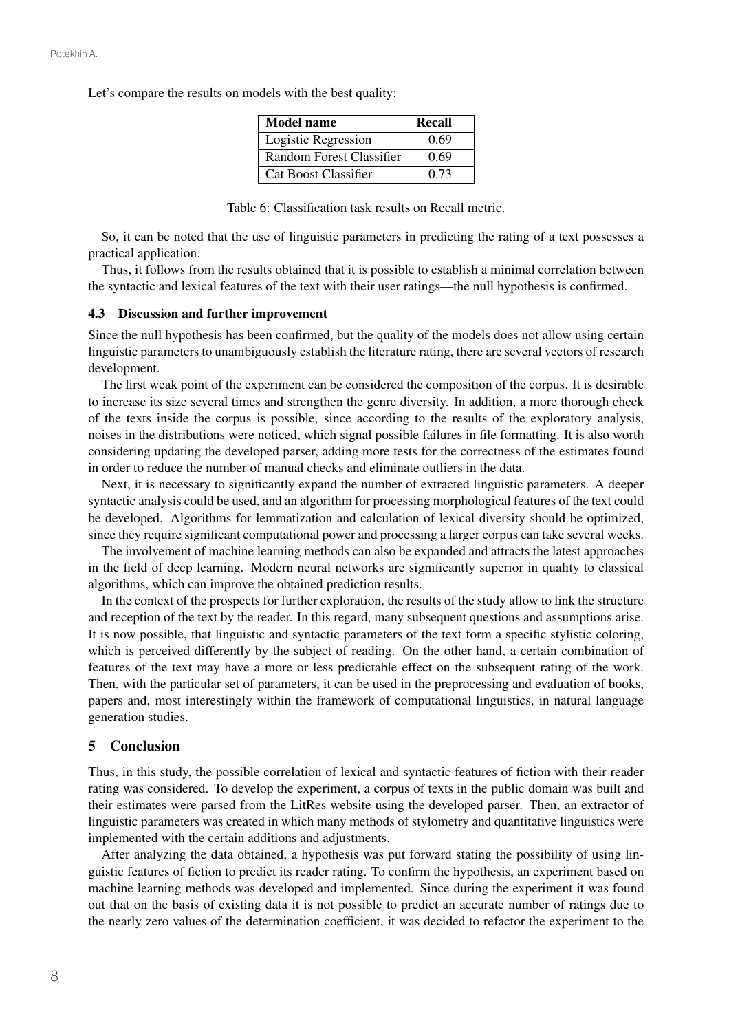Let's compare the results on models with the best quality:

| Model name | Recall |
| --- | --- |
| Logistic Regression | 0.69 |
| Random Forest Classifier | 0.69 |
| Cat Boost Classifier | 0.73 |

Table 6: Classification task results on Recall metric.

So, it can be noted that the use of linguistic parameters in predicting the rating of a text possesses a practical application.

Thus, it follows from the results obtained that it is possible to establish a minimal correlation between the syntactic and lexical features of the text with their user ratings—the null hypothesis is confirmed.

### 4.3 Discussion and further improvement

Since the null hypothesis has been confirmed, but the quality of the models does not allow using certain linguistic parameters to unambiguously establish the literature rating, there are several vectors of research development.

The first weak point of the experiment can be considered the composition of the corpus. It is desirable to increase its size several times and strengthen the genre diversity. In addition, a more thorough check of the texts inside the corpus is possible, since according to the results of the exploratory analysis, noises in the distributions were noticed, which signal possible failures in file formatting. It is also worth considering updating the developed parser, adding more tests for the correctness of the estimates found in order to reduce the number of manual checks and eliminate outliers in the data.

Next, it is necessary to significantly expand the number of extracted linguistic parameters. A deeper syntactic analysis could be used, and an algorithm for processing morphological features of the text could be developed. Algorithms for lemmatization and calculation of lexical diversity should be optimized, since they require significant computational power and processing a larger corpus can take several weeks.

The involvement of machine learning methods can also be expanded and attracts the latest approaches in the field of deep learning. Modern neural networks are significantly superior in quality to classical algorithms, which can improve the obtained prediction results.

In the context of the prospects for further exploration, the results of the study allow to link the structure and reception of the text by the reader. In this regard, many subsequent questions and assumptions arise. It is now possible, that linguistic and syntactic parameters of the text form a specific stylistic coloring, which is perceived differently by the subject of reading. On the other hand, a certain combination of features of the text may have a more or less predictable effect on the subsequent rating of the work. Then, with the particular set of parameters, it can be used in the preprocessing and evaluation of books, papers and, most interestingly within the framework of computational linguistics, in natural language generation studies.

## 5 Conclusion

Thus, in this study, the possible correlation of lexical and syntactic features of fiction with their reader rating was considered. To develop the experiment, a corpus of texts in the public domain was built and their estimates were parsed from the LitRes website using the developed parser. Then, an extractor of linguistic parameters was created in which many methods of stylometry and quantitative linguistics were implemented with the certain additions and adjustments.

After analyzing the data obtained, a hypothesis was put forward stating the possibility of using linguistic features of fiction to predict its reader rating. To confirm the hypothesis, an experiment based on machine learning methods was developed and implemented. Since during the experiment it was found out that on the basis of existing data it is not possible to predict an accurate number of ratings due to the nearly zero values of the determination coefficient, it was decided to refactor the experiment to the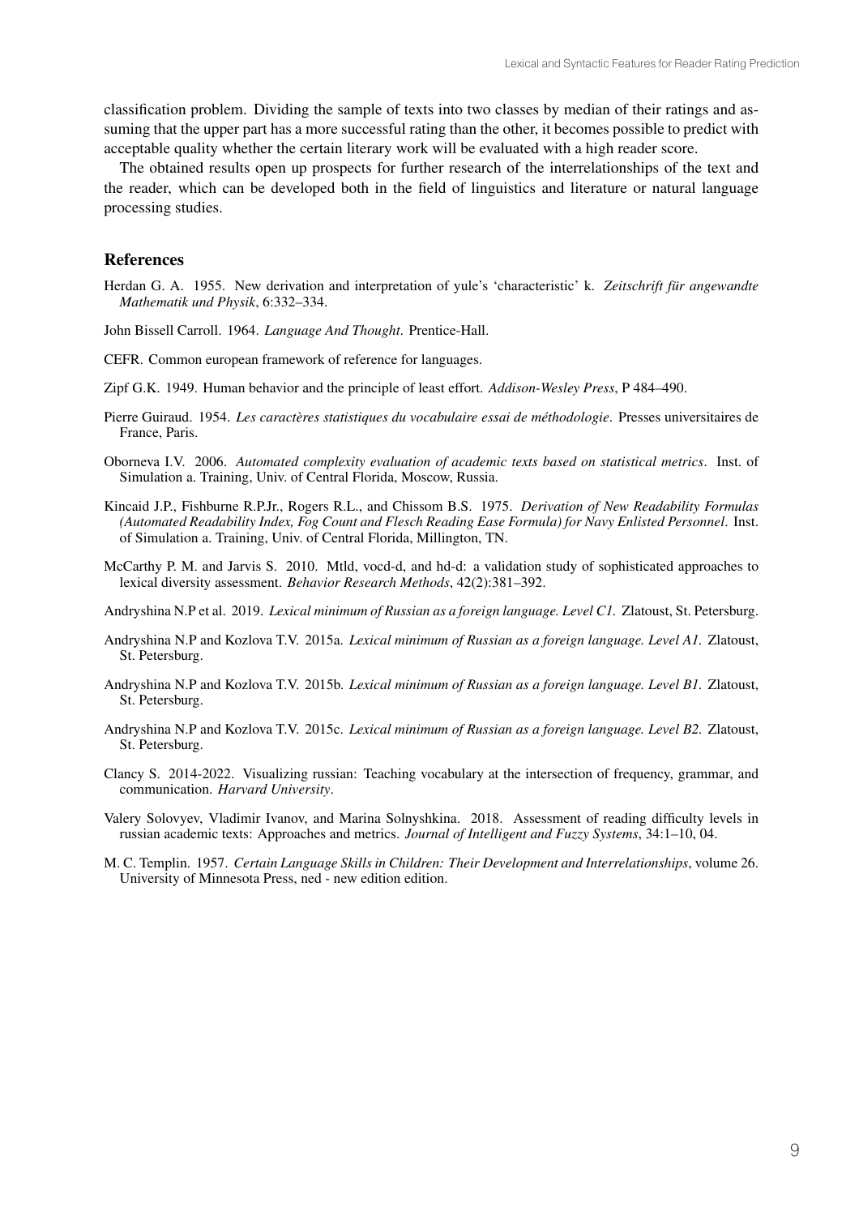classification problem. Dividing the sample of texts into two classes by median of their ratings and assuming that the upper part has a more successful rating than the other, it becomes possible to predict with acceptable quality whether the certain literary work will be evaluated with a high reader score.

The obtained results open up prospects for further research of the interrelationships of the text and the reader, which can be developed both in the field of linguistics and literature or natural language processing studies.

## References

Herdan G. A. 1955. New derivation and interpretation of yule's 'characteristic' k. *Zeitschrift für angewandte Mathematik und Physik*, 6:332–334.

John Bissell Carroll. 1964. *Language And Thought*. Prentice-Hall.

CEFR. Common european framework of reference for languages.

Zipf G.K. 1949. Human behavior and the principle of least effort. *Addison-Wesley Press*, P 484–490.

Pierre Guiraud. 1954. *Les caractères statistiques du vocabulaire essai de méthodologie*. Presses universitaires de France, Paris.

Oborneva I.V. 2006. *Automated complexity evaluation of academic texts based on statistical metrics*. Inst. of Simulation a. Training, Univ. of Central Florida, Moscow, Russia.

Kincaid J.P., Fishburne R.P.Jr., Rogers R.L., and Chissom B.S. 1975. *Derivation of New Readability Formulas (Automated Readability Index, Fog Count and Flesch Reading Ease Formula) for Navy Enlisted Personnel*. Inst. of Simulation a. Training, Univ. of Central Florida, Millington, TN.

McCarthy P. M. and Jarvis S. 2010. Mtld, vocd-d, and hd-d: a validation study of sophisticated approaches to lexical diversity assessment. *Behavior Research Methods*, 42(2):381–392.

Andryshina N.P et al. 2019. *Lexical minimum of Russian as a foreign language. Level C1*. Zlatoust, St. Petersburg.

Andryshina N.P and Kozlova T.V. 2015a. *Lexical minimum of Russian as a foreign language. Level A1*. Zlatoust, St. Petersburg.

Andryshina N.P and Kozlova T.V. 2015b. *Lexical minimum of Russian as a foreign language. Level B1*. Zlatoust, St. Petersburg.

Andryshina N.P and Kozlova T.V. 2015c. *Lexical minimum of Russian as a foreign language. Level B2*. Zlatoust, St. Petersburg.

Clancy S. 2014-2022. Visualizing russian: Teaching vocabulary at the intersection of frequency, grammar, and communication. *Harvard University*.

Valery Solovyev, Vladimir Ivanov, and Marina Solnyshkina. 2018. Assessment of reading difficulty levels in russian academic texts: Approaches and metrics. *Journal of Intelligent and Fuzzy Systems*, 34:1–10, 04.

M. C. Templin. 1957. *Certain Language Skills in Children: Their Development and Interrelationships*, volume 26. University of Minnesota Press, ned - new edition edition.